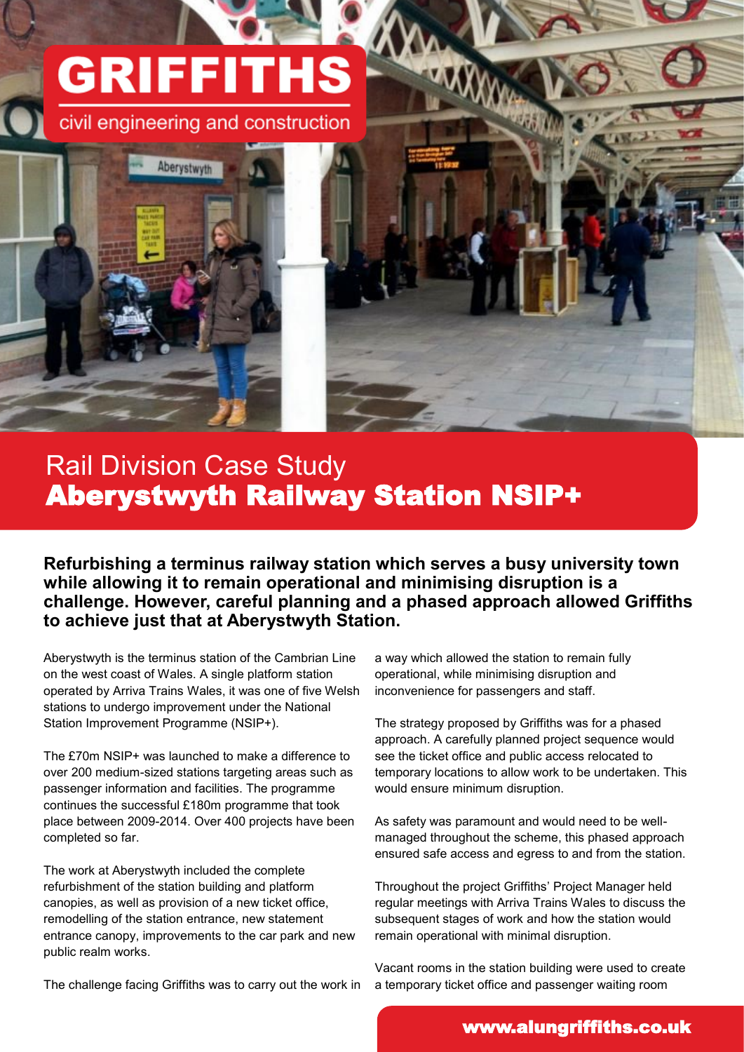# GRIFFITHS

civil engineering and construction

## Rail Division Case Study

# Aberystwyth Railway Station NSIP+

**Refurbishing a terminus railway station which serves a busy university town while allowing it to remain operational and minimising disruption is a challenge. However, careful planning and a phased approach allowed Griffiths to achieve just that at Aberystwyth Station.**

Aberystwyth is the terminus station of the Cambrian Line on the west coast of Wales. A single platform station operated by Arriva Trains Wales, it was one of five Welsh stations to undergo improvement under the National Station Improvement Programme (NSIP+).

The £70m NSIP+ was launched to make a difference to over 200 medium-sized stations targeting areas such as passenger information and facilities. The programme continues the successful £180m programme that took place between 2009-2014. Over 400 projects have been completed so far.

The work at Aberystwyth included the complete refurbishment of the station building and platform canopies, as well as provision of a new ticket office, remodelling of the station entrance, new statement entrance canopy, improvements to the car park and new public realm works.

The challenge facing Griffiths was to carry out the work in a way which allowed the station to remain fully operational, while minimising disruption and inconvenience for passengers and staff.

The strategy proposed by Griffiths was for a phased approach. A carefully planned project sequence would see the ticket office and public access relocated to temporary locations to allow work to be undertaken. This would ensure minimum disruption.

As safety was paramount and would need to be well-managed throughout the scheme, this phased approach ensured safe access and egress to and from the station.

Throughout the project Griffiths' Project Manager held regular meetings with Arriva Trains Wales to discuss the subsequent stages of work and how the station would remain operational with minimal disruption.

Vacant rooms in the station building were used to create a temporary ticket office and passenger waiting room

www.alungriffiths.co.uk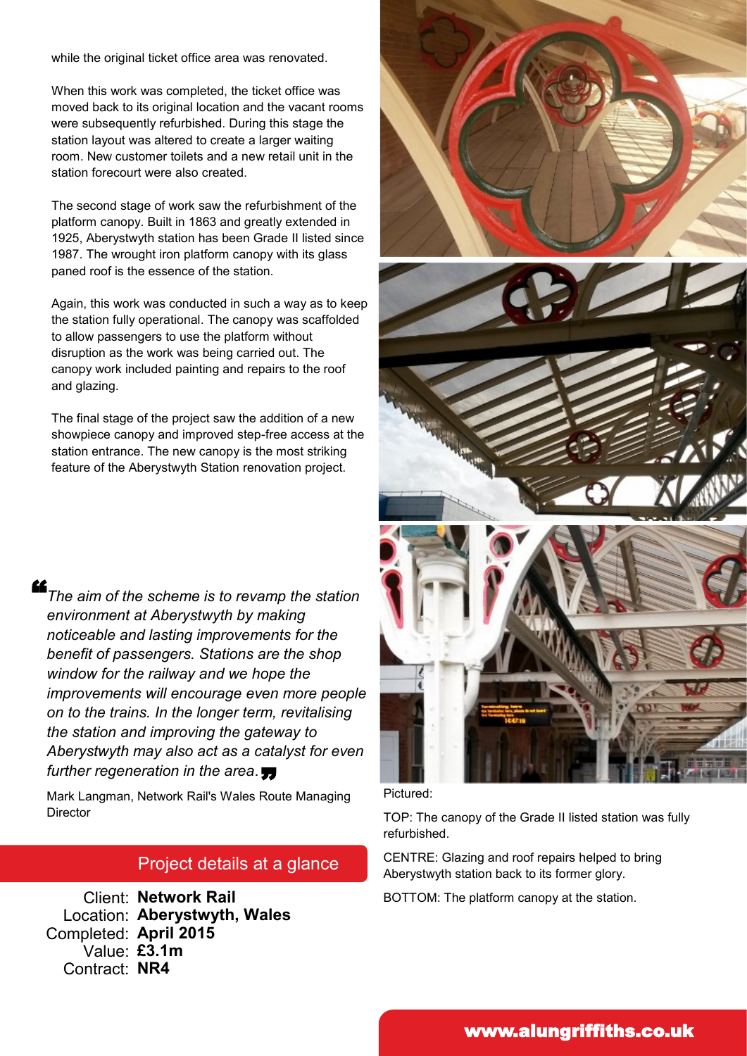while the original ticket office area was renovated.

When this work was completed, the ticket office was moved back to its original location and the vacant rooms were subsequently refurbished. During this stage the station layout was altered to create a larger waiting room. New customer toilets and a new retail unit in the station forecourt were also created.

The second stage of work saw the refurbishment of the platform canopy. Built in 1863 and greatly extended in 1925, Aberystwyth station has been Grade II listed since 1987. The wrought iron platform canopy with its glass paned roof is the essence of the station.

Again, this work was conducted in such a way as to keep the station fully operational. The canopy was scaffolded to allow passengers to use the platform without disruption as the work was being carried out. The canopy work included painting and repairs to the roof and glazing.

The final stage of the project saw the addition of a new showpiece canopy and improved step-free access at the station entrance. The new canopy is the most striking feature of the Aberystwyth Station renovation project.

> *"The aim of the scheme is to revamp the station environment at Aberystwyth by making noticeable and lasting improvements for the benefit of passengers. Stations are the shop window for the railway and we hope the improvements will encourage even more people on to the trains. In the longer term, revitalising the station and improving the gateway to Aberystwyth may also act as a catalyst for even further regeneration in the area."*

Mark Langman, Network Rail's Wales Route Managing Director

## Project details at a glance

Client: **Network Rail**
Location: **Aberystwyth, Wales**
Completed: **April 2015**
Value: **£3.1m**
Contract: **NR4**

Pictured:

TOP: The canopy of the Grade II listed station was fully refurbished.

CENTRE: Glazing and roof repairs helped to bring Aberystwyth station back to its former glory.

BOTTOM: The platform canopy at the station.

www.alungriffiths.co.uk